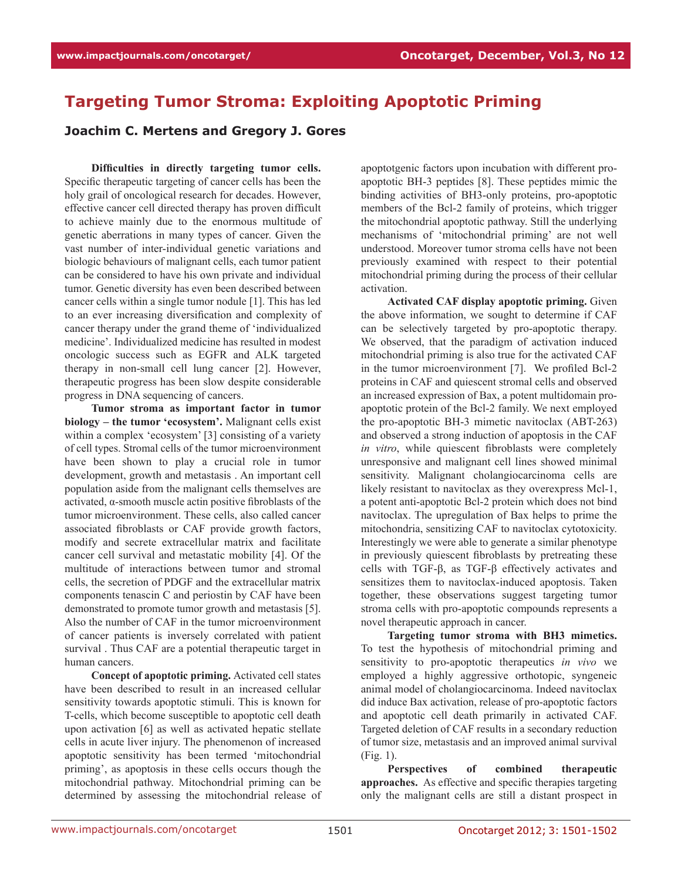# Targeting Tumor Stroma: Exploiting Apoptotic Priming

**Joachim C. Mertens and Gregory J. Gores**

**Difficulties in directly targeting tumor cells.** Specific therapeutic targeting of cancer cells has been the holy grail of oncological research for decades. However, effective cancer cell directed therapy has proven difficult to achieve mainly due to the enormous multitude of genetic aberrations in many types of cancer. Given the vast number of inter-individual genetic variations and biologic behaviours of malignant cells, each tumor patient can be considered to have his own private and individual tumor. Genetic diversity has even been described between cancer cells within a single tumor nodule [1]. This has led to an ever increasing diversification and complexity of cancer therapy under the grand theme of 'individualized medicine'. Individualized medicine has resulted in modest oncologic success such as EGFR and ALK targeted therapy in non-small cell lung cancer [2]. However, therapeutic progress has been slow despite considerable progress in DNA sequencing of cancers.

**Tumor stroma as important factor in tumor biology – the tumor 'ecosystem'.** Malignant cells exist within a complex 'ecosystem' [3] consisting of a variety of cell types. Stromal cells of the tumor microenvironment have been shown to play a crucial role in tumor development, growth and metastasis . An important cell population aside from the malignant cells themselves are activated, α-smooth muscle actin positive fibroblasts of the tumor microenvironment. These cells, also called cancer associated fibroblasts or CAF provide growth factors, modify and secrete extracellular matrix and facilitate cancer cell survival and metastatic mobility [4]. Of the multitude of interactions between tumor and stromal cells, the secretion of PDGF and the extracellular matrix components tenascin C and periostin by CAF have been demonstrated to promote tumor growth and metastasis [5]. Also the number of CAF in the tumor microenvironment of cancer patients is inversely correlated with patient survival . Thus CAF are a potential therapeutic target in human cancers.

**Concept of apoptotic priming.** Activated cell states have been described to result in an increased cellular sensitivity towards apoptotic stimuli. This is known for T-cells, which become susceptible to apoptotic cell death upon activation [6] as well as activated hepatic stellate cells in acute liver injury. The phenomenon of increased apoptotic sensitivity has been termed 'mitochondrial priming', as apoptosis in these cells occurs though the mitochondrial pathway. Mitochondrial priming can be determined by assessing the mitochondrial release of apoptotgenic factors upon incubation with different pro-apoptotic BH-3 peptides [8]. These peptides mimic the binding activities of BH3-only proteins, pro-apoptotic members of the Bcl-2 family of proteins, which trigger the mitochondrial apoptotic pathway. Still the underlying mechanisms of 'mitochondrial priming' are not well understood. Moreover tumor stroma cells have not been previously examined with respect to their potential mitochondrial priming during the process of their cellular activation.

**Activated CAF display apoptotic priming.** Given the above information, we sought to determine if CAF can be selectively targeted by pro-apoptotic therapy. We observed, that the paradigm of activation induced mitochondrial priming is also true for the activated CAF in the tumor microenvironment [7]. We profiled Bcl-2 proteins in CAF and quiescent stromal cells and observed an increased expression of Bax, a potent multidomain pro-apoptotic protein of the Bcl-2 family. We next employed the pro-apoptotic BH-3 mimetic navitoclax (ABT-263) and observed a strong induction of apoptosis in the CAF *in vitro*, while quiescent fibroblasts were completely unresponsive and malignant cell lines showed minimal sensitivity. Malignant cholangiocarcinoma cells are likely resistant to navitoclax as they overexpress Mcl-1, a potent anti-apoptotic Bcl-2 protein which does not bind navitoclax. The upregulation of Bax helps to prime the mitochondria, sensitizing CAF to navitoclax cytotoxicity. Interestingly we were able to generate a similar phenotype in previously quiescent fibroblasts by pretreating these cells with TGF-β, as TGF-β effectively activates and sensitizes them to navitoclax-induced apoptosis. Taken together, these observations suggest targeting tumor stroma cells with pro-apoptotic compounds represents a novel therapeutic approach in cancer.

**Targeting tumor stroma with BH3 mimetics.** To test the hypothesis of mitochondrial priming and sensitivity to pro-apoptotic therapeutics *in vivo* we employed a highly aggressive orthotopic, syngeneic animal model of cholangiocarcinoma. Indeed navitoclax did induce Bax activation, release of pro-apoptotic factors and apoptotic cell death primarily in activated CAF. Targeted deletion of CAF results in a secondary reduction of tumor size, metastasis and an improved animal survival (Fig. 1).

**Perspectives of combined therapeutic approaches.** As effective and specific therapies targeting only the malignant cells are still a distant prospect in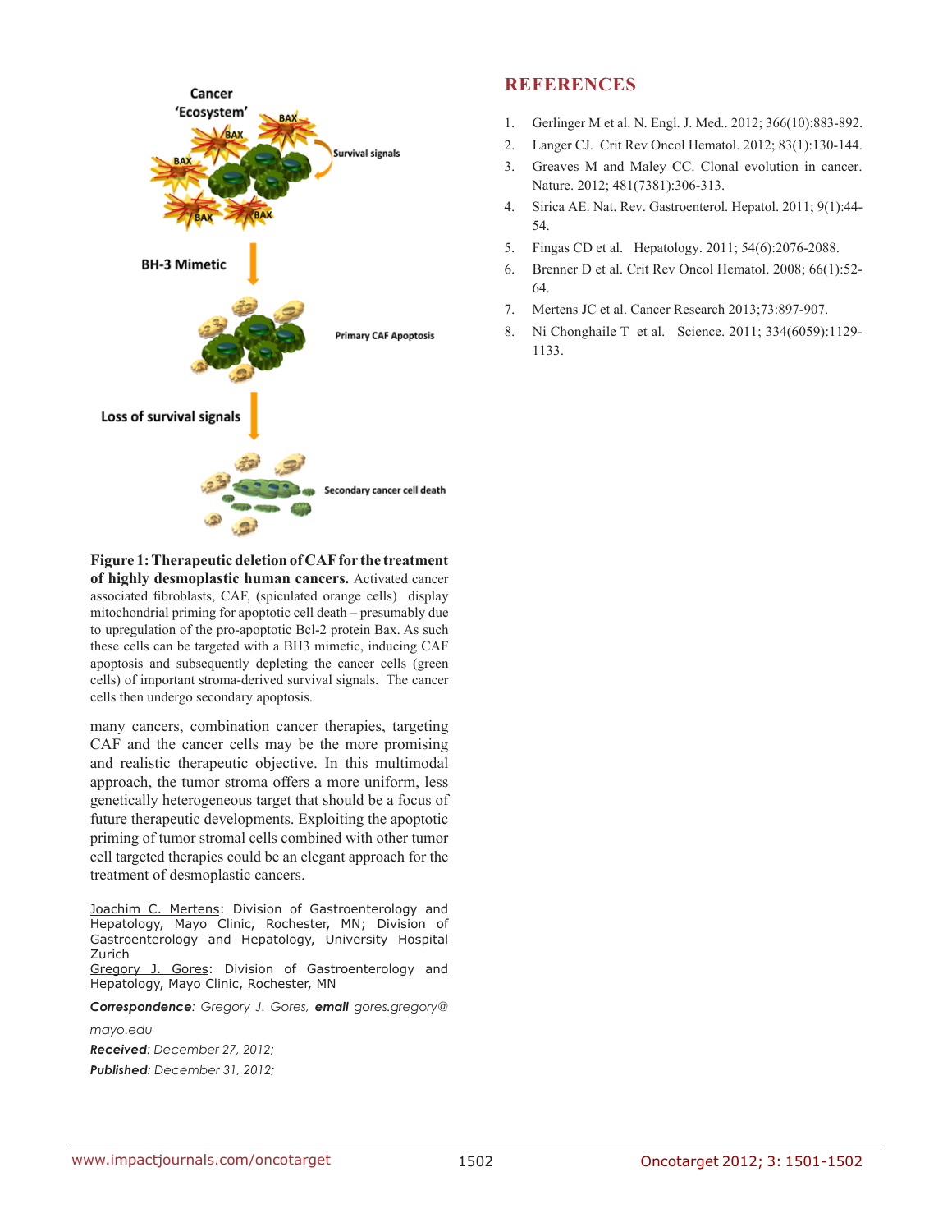Cancer 'Ecosystem'

BAX

Survival signals

BH-3 Mimetic

Primary CAF Apoptosis

Loss of survival signals

Secondary cancer cell death

**Figure 1: Therapeutic deletion of CAF for the treatment of highly desmoplastic human cancers.** Activated cancer associated fibroblasts, CAF, (speculated orange cells) display mitochondrial priming for apoptotic cell death – presumably due to upregulation of the pro-apoptotic Bcl-2 protein Bax. As such these cells can be targeted with a BH3 mimetic, inducing CAF apoptosis and subsequently depleting the cancer cells (green cells) of important stroma-derived survival signals. The cancer cells then undergo secondary apoptosis.

many cancers, combination cancer therapies, targeting CAF and the cancer cells may be the more promising and realistic therapeutic objective. In this multimodal approach, the tumor stroma offers a more uniform, less genetically heterogeneous target that should be a focus of future therapeutic developments. Exploiting the apoptotic priming of tumor stromal cells combined with other tumor cell targeted therapies could be an elegant approach for the treatment of desmoplastic cancers.

Joachim C. Mertens: Division of Gastroenterology and Hepatology, Mayo Clinic, Rochester, MN; Division of Gastroenterology and Hepatology, University Hospital Zurich

Gregory J. Gores: Division of Gastroenterology and Hepatology, Mayo Clinic, Rochester, MN

***Correspondence****: Gregory J. Gores,* ***email*** *gores.gregory@mayo.edu*

***Received****: December 27, 2012;*

***Published****: December 31, 2012;*

## REFERENCES

1. Gerlinger M et al. N. Engl. J. Med.. 2012; 366(10):883-892.
2. Langer CJ. Crit Rev Oncol Hematol. 2012; 83(1):130-144.
3. Greaves M and Maley CC. Clonal evolution in cancer. Nature. 2012; 481(7381):306-313.
4. Sirica AE. Nat. Rev. Gastroenterol. Hepatol. 2011; 9(1):44-54.
5. Fingas CD et al. Hepatology. 2011; 54(6):2076-2088.
6. Brenner D et al. Crit Rev Oncol Hematol. 2008; 66(1):52-64.
7. Mertens JC et al. Cancer Research 2013;73:897-907.
8. Ni Chonghaile T et al. Science. 2011; 334(6059):1129-1133.